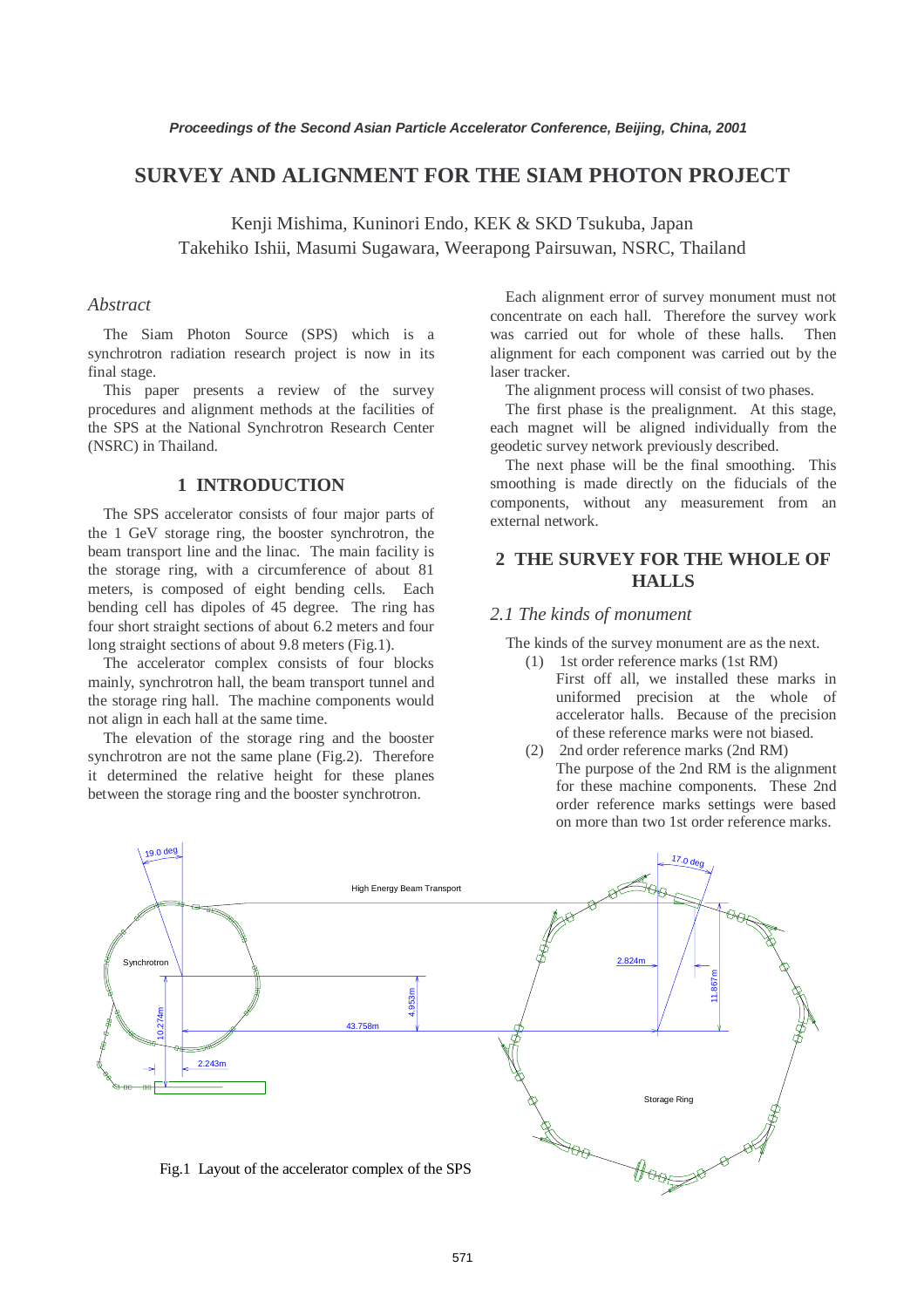# SURVEY AND ALIGNMENT FOR THE SIAM PHOTON PROJECT

Kenji Mishima, Kuninori Endo, KEK & SKD Tsukuba, Japan
Takehiko Ishii, Masumi Sugawara, Weerapong Pairsuwan, NSRC, Thailand

## *Abstract*

The Siam Photon Source (SPS) which is a synchrotron radiation research project is now in its final stage.

This paper presents a review of the survey procedures and alignment methods at the facilities of the SPS at the National Synchrotron Research Center (NSRC) in Thailand.

## 1 INTRODUCTION

The SPS accelerator consists of four major parts of the 1 GeV storage ring, the booster synchrotron, the beam transport line and the linac. The main facility is the storage ring, with a circumference of about 81 meters, is composed of eight bending cells. Each bending cell has dipoles of 45 degree. The ring has four short straight sections of about 6.2 meters and four long straight sections of about 9.8 meters (Fig.1).

The accelerator complex consists of four blocks mainly, synchrotron hall, the beam transport tunnel and the storage ring hall. The machine components would not align in each hall at the same time.

The elevation of the storage ring and the booster synchrotron are not the same plane (Fig.2). Therefore it determined the relative height for these planes between the storage ring and the booster synchrotron.

Each alignment error of survey monument must not concentrate on each hall. Therefore the survey work was carried out for whole of these halls. Then alignment for each component was carried out by the laser tracker.

The alignment process will consist of two phases.

The first phase is the prealignment. At this stage, each magnet will be aligned individually from the geodetic survey network previously described.

The next phase will be the final smoothing. This smoothing is made directly on the fiducials of the components, without any measurement from an external network.

## 2 THE SURVEY FOR THE WHOLE OF HALLS

### *2.1 The kinds of monument*

The kinds of the survey monument are as the next.

(1) 1st order reference marks (1st RM)
First off all, we installed these marks in uniformed precision at the whole of accelerator halls. Because of the precision of these reference marks were not biased.

(2) 2nd order reference marks (2nd RM)
The purpose of the 2nd RM is the alignment for these machine components. These 2nd order reference marks settings were based on more than two 1st order reference marks.

Fig.1 Layout of the accelerator complex of the SPS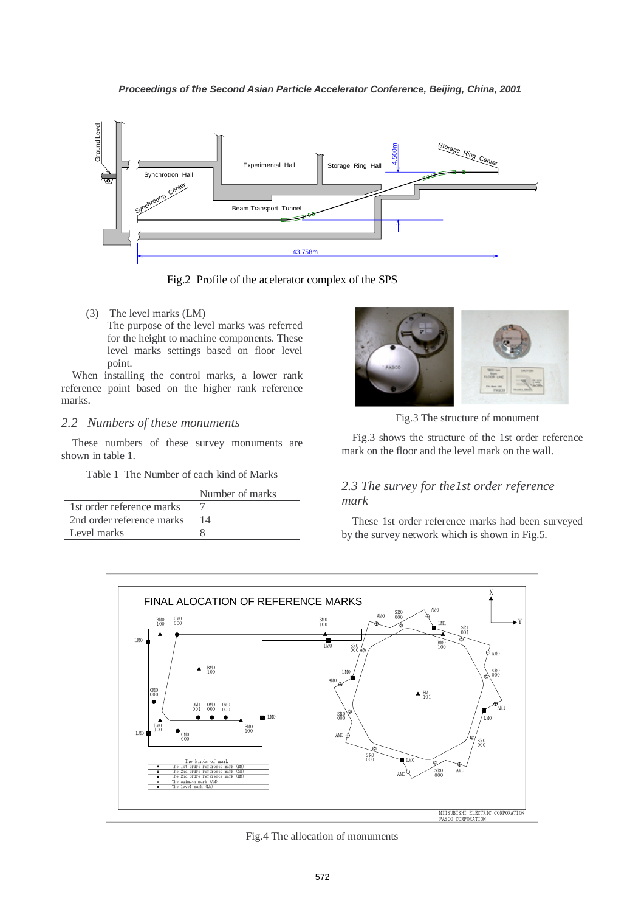Fig.2 Profile of the acelerator complex of the SPS

(3) The level marks (LM)

The purpose of the level marks was referred for the height to machine components. These level marks settings based on floor level point.

When installing the control marks, a lower rank reference point based on the higher rank reference marks.

## 2.2 Numbers of these monuments

These numbers of these survey monuments are shown in table 1.

Table 1 The Number of each kind of Marks

| | Number of marks |
|---|---|
| 1st order reference marks | 7 |
| 2nd order reference marks | 14 |
| Level marks | 8 |

Fig.3 The structure of monument

Fig.3 shows the structure of the 1st order reference mark on the floor and the level mark on the wall.

## 2.3 The survey for the1st order reference mark

These 1st order reference marks had been surveyed by the survey network which is shown in Fig.5.

Fig.4 The allocation of monuments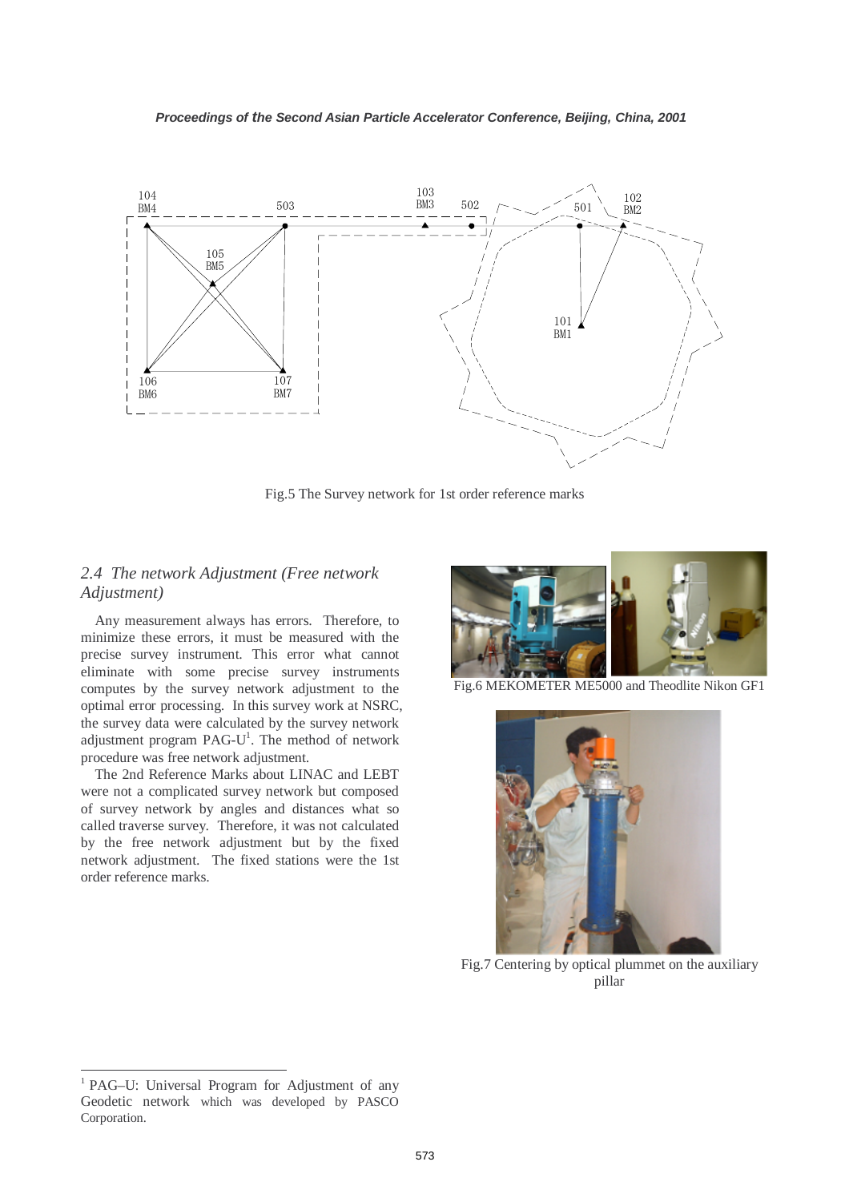Fig.5 The Survey network for 1st order reference marks

## *2.4 The network Adjustment (Free network Adjustment)*

Any measurement always has errors. Therefore, to minimize these errors, it must be measured with the precise survey instrument. This error what cannot eliminate with some precise survey instruments computes by the survey network adjustment to the optimal error processing. In this survey work at NSRC, the survey data were calculated by the survey network adjustment program PAG-U[1]. The method of network procedure was free network adjustment.

The 2nd Reference Marks about LINAC and LEBT were not a complicated survey network but composed of survey network by angles and distances what so called traverse survey. Therefore, it was not calculated by the free network adjustment but by the fixed network adjustment. The fixed stations were the 1st order reference marks.

Fig.6 MEKOMETER ME5000 and Theodlite Nikon GF1

Fig.7 Centering by optical plummet on the auxiliary pillar

---

[1] PAG–U: Universal Program for Adjustment of any Geodetic network which was developed by PASCO Corporation.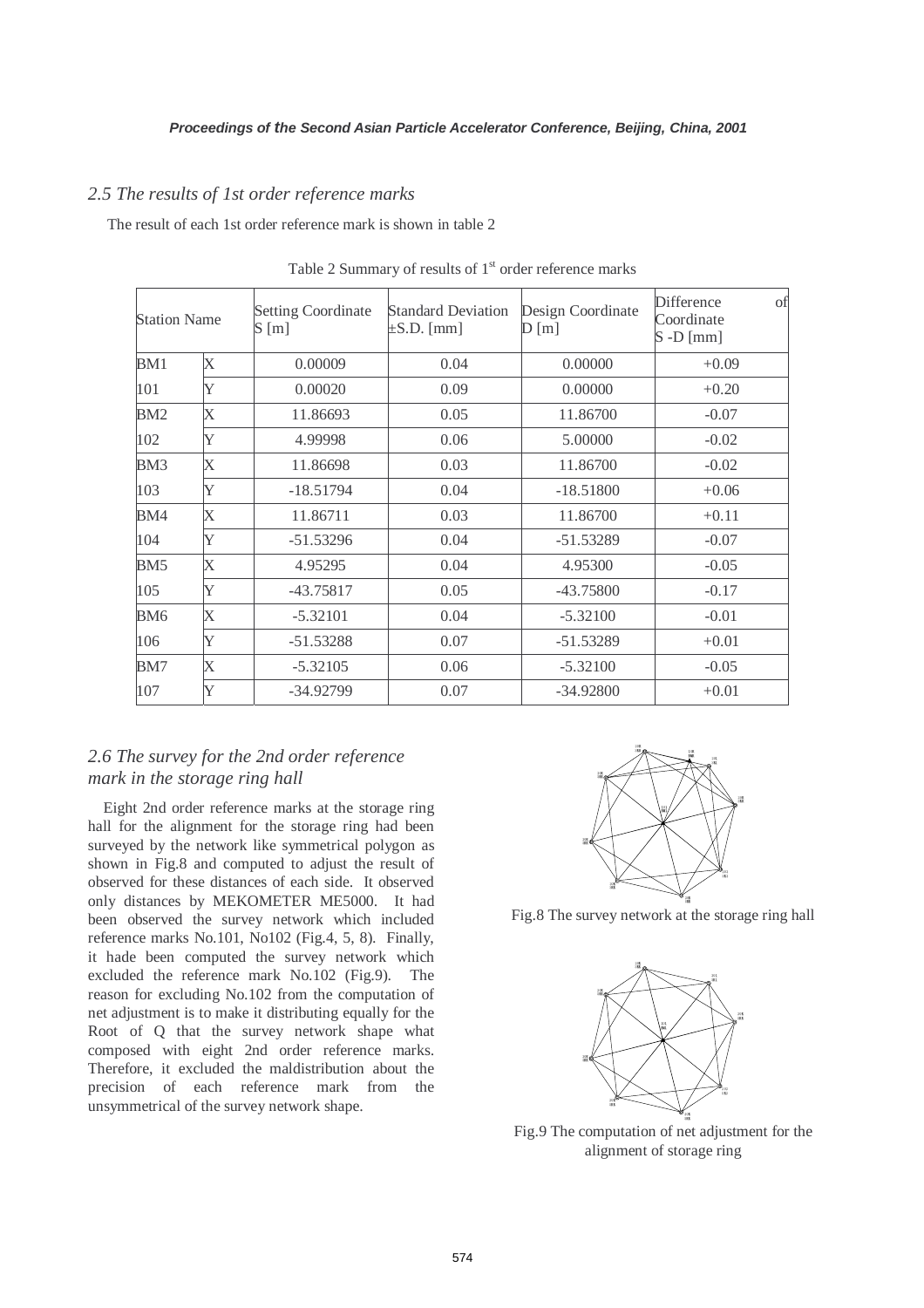## *2.5 The results of 1st order reference marks*

The result of each 1st order reference mark is shown in table 2

Table 2 Summary of results of 1st order reference marks

| Station Name | | Setting Coordinate S [m] | Standard Deviation ±S.D. [mm] | Design Coordinate D [m] | Difference of Coordinate S -D [mm] |
|---|---|---|---|---|---|
| BM1 | X | 0.00009 | 0.04 | 0.00000 | +0.09 |
| 101 | Y | 0.00020 | 0.09 | 0.00000 | +0.20 |
| BM2 | X | 11.86693 | 0.05 | 11.86700 | -0.07 |
| 102 | Y | 4.99998 | 0.06 | 5.00000 | -0.02 |
| BM3 | X | 11.86698 | 0.03 | 11.86700 | -0.02 |
| 103 | Y | -18.51794 | 0.04 | -18.51800 | +0.06 |
| BM4 | X | 11.86711 | 0.03 | 11.86700 | +0.11 |
| 104 | Y | -51.53296 | 0.04 | -51.53289 | -0.07 |
| BM5 | X | 4.95295 | 0.04 | 4.95300 | -0.05 |
| 105 | Y | -43.75817 | 0.05 | -43.75800 | -0.17 |
| BM6 | X | -5.32101 | 0.04 | -5.32100 | -0.01 |
| 106 | Y | -51.53288 | 0.07 | -51.53289 | +0.01 |
| BM7 | X | -5.32105 | 0.06 | -5.32100 | -0.05 |
| 107 | Y | -34.92799 | 0.07 | -34.92800 | +0.01 |

## *2.6 The survey for the 2nd order reference mark in the storage ring hall*

Eight 2nd order reference marks at the storage ring hall for the alignment for the storage ring had been surveyed by the network like symmetrical polygon as shown in Fig.8 and computed to adjust the result of observed for these distances of each side. It observed only distances by MEKOMETER ME5000. It had been observed the survey network which included reference marks No.101, No102 (Fig.4, 5, 8). Finally, it hade been computed the survey network which excluded the reference mark No.102 (Fig.9). The reason for excluding No.102 from the computation of net adjustment is to make it distributing equally for the Root of Q that the survey network shape what composed with eight 2nd order reference marks. Therefore, it excluded the maldistribution about the precision of each reference mark from the unsymmetrical of the survey network shape.

Fig.8 The survey network at the storage ring hall

Fig.9 The computation of net adjustment for the alignment of storage ring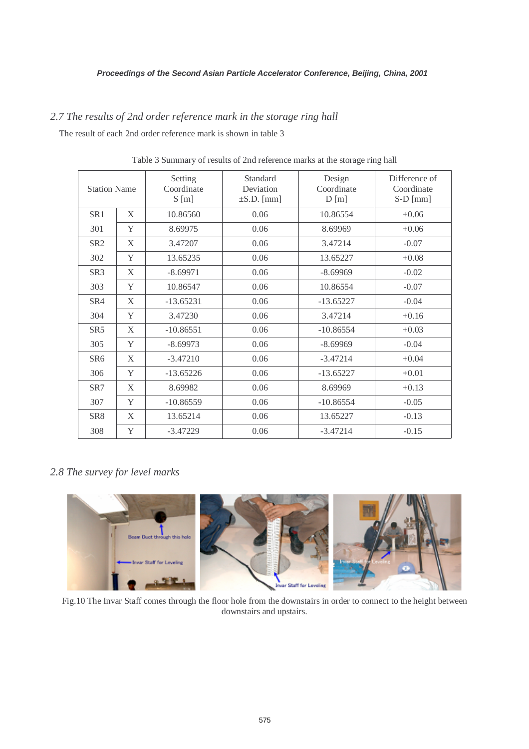## 2.7 The results of 2nd order reference mark in the storage ring hall

The result of each 2nd order reference mark is shown in table 3

Table 3 Summary of results of 2nd reference marks at the storage ring hall

| Station Name | | Setting Coordinate S [m] | Standard Deviation ±S.D. [mm] | Design Coordinate D [m] | Difference of Coordinate S-D [mm] |
|---|---|---|---|---|---|
| SR1 | X | 10.86560 | 0.06 | 10.86554 | +0.06 |
| 301 | Y | 8.69975 | 0.06 | 8.69969 | +0.06 |
| SR2 | X | 3.47207 | 0.06 | 3.47214 | -0.07 |
| 302 | Y | 13.65235 | 0.06 | 13.65227 | +0.08 |
| SR3 | X | -8.69971 | 0.06 | -8.69969 | -0.02 |
| 303 | Y | 10.86547 | 0.06 | 10.86554 | -0.07 |
| SR4 | X | -13.65231 | 0.06 | -13.65227 | -0.04 |
| 304 | Y | 3.47230 | 0.06 | 3.47214 | +0.16 |
| SR5 | X | -10.86551 | 0.06 | -10.86554 | +0.03 |
| 305 | Y | -8.69973 | 0.06 | -8.69969 | -0.04 |
| SR6 | X | -3.47210 | 0.06 | -3.47214 | +0.04 |
| 306 | Y | -13.65226 | 0.06 | -13.65227 | +0.01 |
| SR7 | X | 8.69982 | 0.06 | 8.69969 | +0.13 |
| 307 | Y | -10.86559 | 0.06 | -10.86554 | -0.05 |
| SR8 | X | 13.65214 | 0.06 | 13.65227 | -0.13 |
| 308 | Y | -3.47229 | 0.06 | -3.47214 | -0.15 |

## 2.8 The survey for level marks

Fig.10 The Invar Staff comes through the floor hole from the downstairs in order to connect to the height between downstairs and upstairs.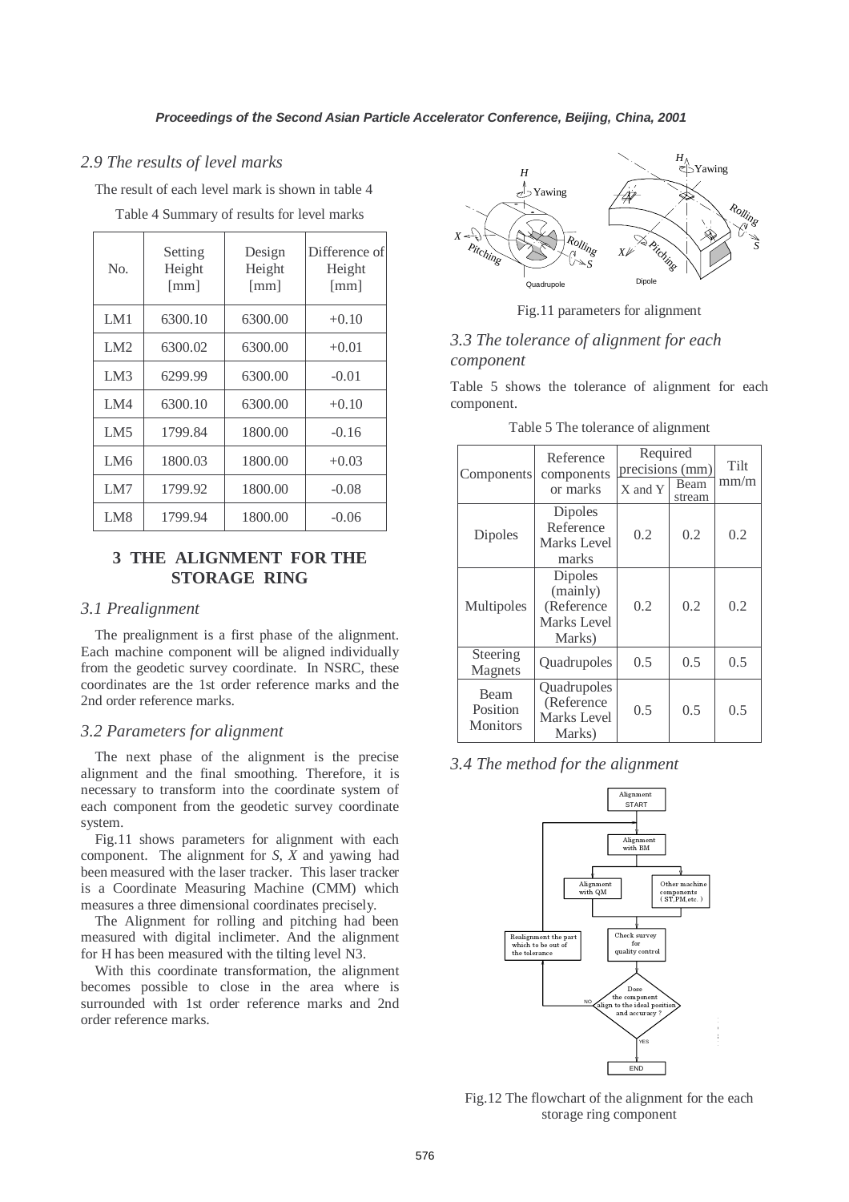### 2.9 The results of level marks

The result of each level mark is shown in table 4

Table 4 Summary of results for level marks

| No. | Setting Height [mm] | Design Height [mm] | Difference of Height [mm] |
|---|---|---|---|
| LM1 | 6300.10 | 6300.00 | +0.10 |
| LM2 | 6300.02 | 6300.00 | +0.01 |
| LM3 | 6299.99 | 6300.00 | -0.01 |
| LM4 | 6300.10 | 6300.00 | +0.10 |
| LM5 | 1799.84 | 1800.00 | -0.16 |
| LM6 | 1800.03 | 1800.00 | +0.03 |
| LM7 | 1799.92 | 1800.00 | -0.08 |
| LM8 | 1799.94 | 1800.00 | -0.06 |

## 3 THE ALIGNMENT FOR THE STORAGE RING

### 3.1 Prealignment

The prealignment is a first phase of the alignment. Each machine component will be aligned individually from the geodetic survey coordinate. In NSRC, these coordinates are the 1st order reference marks and the 2nd order reference marks.

### 3.2 Parameters for alignment

The next phase of the alignment is the precise alignment and the final smoothing. Therefore, it is necessary to transform into the coordinate system of each component from the geodetic survey coordinate system.

Fig.11 shows parameters for alignment with each component. The alignment for *S*, *X* and yawing had been measured with the laser tracker. This laser tracker is a Coordinate Measuring Machine (CMM) which measures a three dimensional coordinates precisely.

The Alignment for rolling and pitching had been measured with digital inclimeter. And the alignment for H has been measured with the tilting level N3.

With this coordinate transformation, the alignment becomes possible to close in the area where is surrounded with 1st order reference marks and 2nd order reference marks.

Fig.11 parameters for alignment

### 3.3 The tolerance of alignment for each component

Table 5 shows the tolerance of alignment for each component.

Table 5 The tolerance of alignment

| Components | Reference components or marks | Required precisions (mm) | | Tilt mm/m |
|---|---|---|---|---|
| | | X and Y | Beam stream | |
| Dipoles | Dipoles Reference Marks Level marks | 0.2 | 0.2 | 0.2 |
| Multipoles | Dipoles (mainly) (Reference Marks Level Marks) | 0.2 | 0.2 | 0.2 |
| Steering Magnets | Quadrupoles | 0.5 | 0.5 | 0.5 |
| Beam Position Monitors | Quadrupoles (Reference Marks Level Marks) | 0.5 | 0.5 | 0.5 |

### 3.4 The method for the alignment

Fig.12 The flowchart of the alignment for the each storage ring component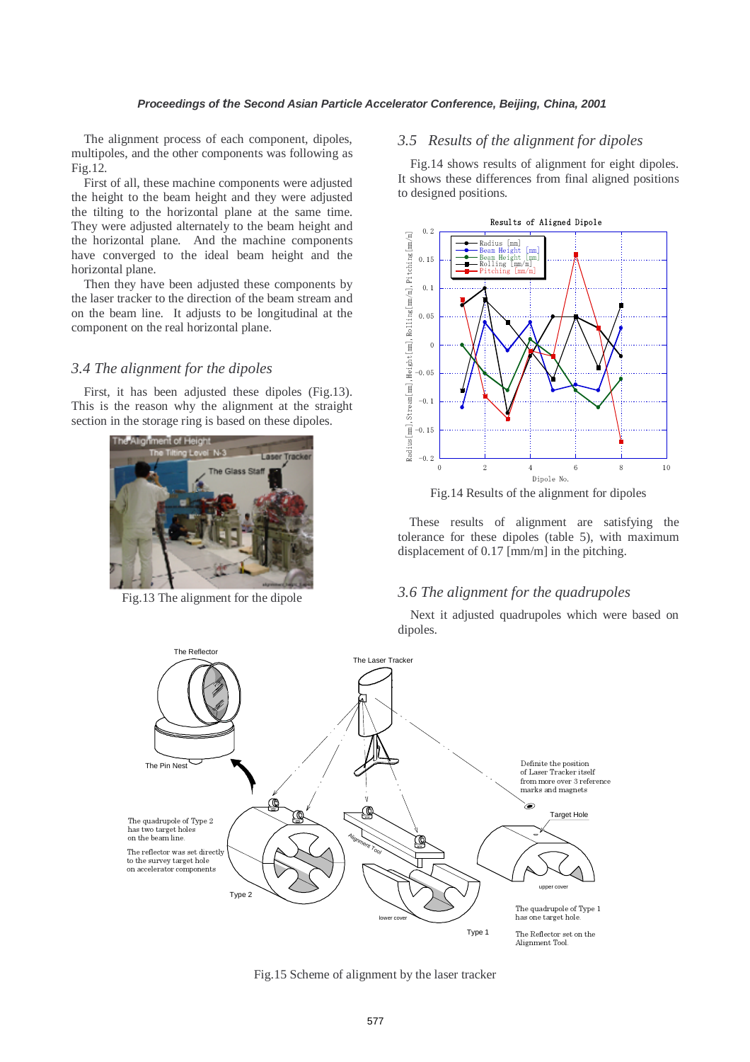The alignment process of each component, dipoles, multipoles, and the other components was following as Fig.12.

First of all, these machine components were adjusted the height to the beam height and they were adjusted the tilting to the horizontal plane at the same time. They were adjusted alternately to the beam height and the horizontal plane. And the machine components have converged to the ideal beam height and the horizontal plane.

Then they have been adjusted these components by the laser tracker to the direction of the beam stream and on the beam line. It adjusts to be longitudinal at the component on the real horizontal plane.

## 3.4 The alignment for the dipoles

First, it has been adjusted these dipoles (Fig.13). This is the reason why the alignment at the straight section in the storage ring is based on these dipoles.

Fig.13 The alignment for the dipole

## 3.5 Results of the alignment for dipoles

Fig.14 shows results of alignment for eight dipoles. It shows these differences from final aligned positions to designed positions.

Fig.14 Results of the alignment for dipoles

These results of alignment are satisfying the tolerance for these dipoles (table 5), with maximum displacement of 0.17 [mm/m] in the pitching.

## 3.6 The alignment for the quadrupoles

Next it adjusted quadrupoles which were based on dipoles.

Fig.15 Scheme of alignment by the laser tracker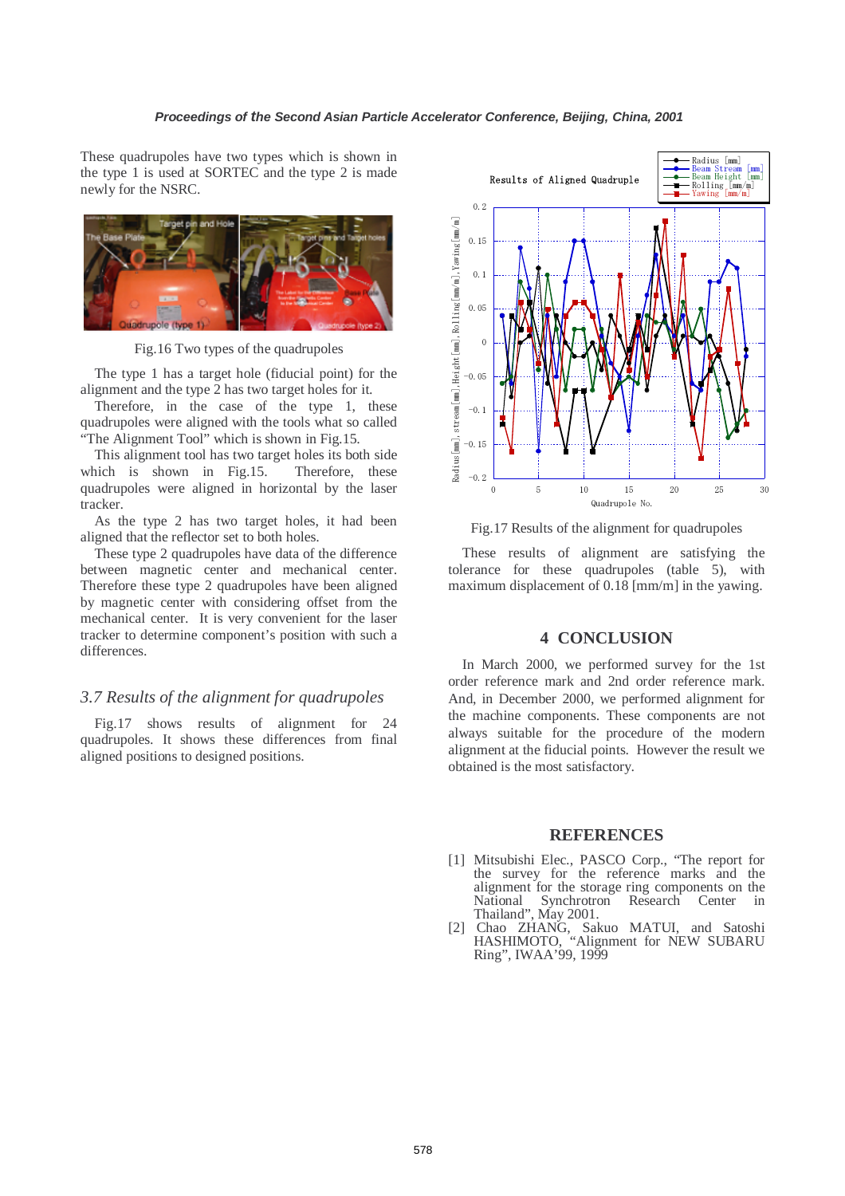These quadrupoles have two types which is shown in the type 1 is used at SORTEC and the type 2 is made newly for the NSRC.

The Base Plate

Target pin and Hole

Quadrupole (type 1)

Target pins and Target holes

Base Plate

Quadrupole (type 2)

Fig.16 Two types of the quadrupoles

The type 1 has a target hole (fiducial point) for the alignment and the type 2 has two target holes for it.

Therefore, in the case of the type 1, these quadrupoles were aligned with the tools what so called "The Alignment Tool" which is shown in Fig.15.

This alignment tool has two target holes its both side which is shown in Fig.15. Therefore, these quadrupoles were aligned in horizontal by the laser tracker.

As the type 2 has two target holes, it had been aligned that the reflector set to both holes.

These type 2 quadrupoles have data of the difference between magnetic center and mechanical center. Therefore these type 2 quadrupoles have been aligned by magnetic center with considering offset from the mechanical center. It is very convenient for the laser tracker to determine component's position with such a differences.

### *3.7 Results of the alignment for quadrupoles*

Fig.17 shows results of alignment for 24 quadrupoles. It shows these differences from final aligned positions to designed positions.

Results of Aligned Quadruple

Radius [mm]
Beam Stream [mm]
Beam Height [mm]
Rolling [mm/m]
Yawing [mm/m]

Radius [mm], stream [mm], Height [mm], Rolling [mm/m], Yawing [mm/m]

0.2
0.15
0.1
0.05
0
-0.05
-0.1
-0.15
-0.2

0
5
10
15
20
25
30

Quadrupole No.

Fig.17 Results of the alignment for quadrupoles

These results of alignment are satisfying the tolerance for these quadrupoles (table 5), with maximum displacement of 0.18 [mm/m] in the yawing.

## 4 CONCLUSION

In March 2000, we performed survey for the 1st order reference mark and 2nd order reference mark. And, in December 2000, we performed alignment for the machine components. These components are not always suitable for the procedure of the modern alignment at the fiducial points. However the result we obtained is the most satisfactory.

## REFERENCES

[1] Mitsubishi Elec., PASCO Corp., "The report for the survey for the reference marks and the alignment for the storage ring components on the National Synchrotron Research Center in Thailand", May 2001.

[2] Chao ZHANG, Sakuo MATUI, and Satoshi HASHIMOTO, "Alignment for NEW SUBARU Ring", IWAA'99, 1999